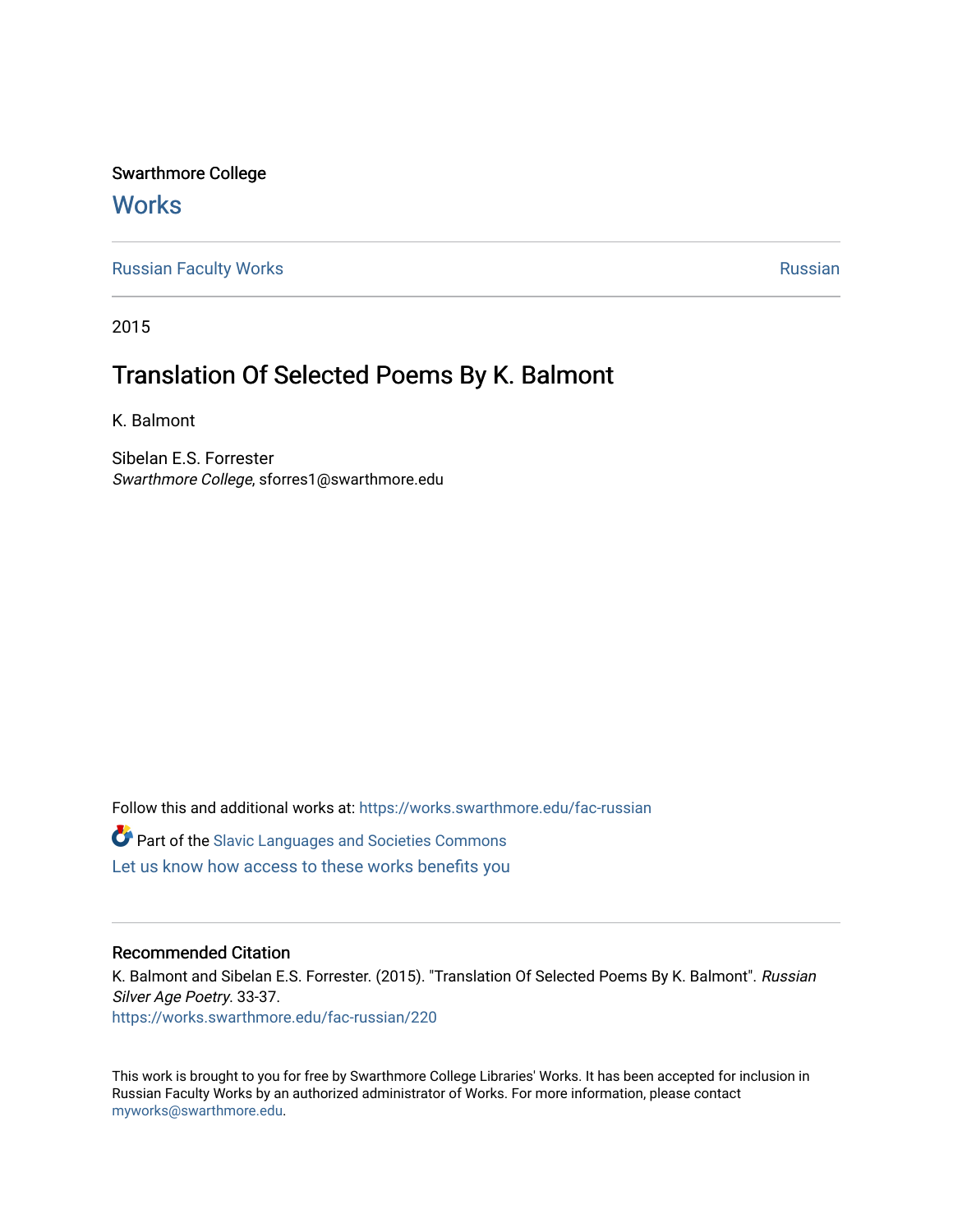Swarthmore College

# Works

Russian Faculty Works | Russian

2015

## Translation Of Selected Poems By K. Balmont

K. Balmont

Sibelan E.S. Forrester
*Swarthmore College*, sforres1@swarthmore.edu

Follow this and additional works at: https://works.swarthmore.edu/fac-russian

Part of the Slavic Languages and Societies Commons

Let us know how access to these works benefits you

### Recommended Citation

K. Balmont and Sibelan E.S. Forrester. (2015). "Translation Of Selected Poems By K. Balmont". *Russian Silver Age Poetry*. 33-37.
https://works.swarthmore.edu/fac-russian/220

This work is brought to you for free by Swarthmore College Libraries' Works. It has been accepted for inclusion in Russian Faculty Works by an authorized administrator of Works. For more information, please contact myworks@swarthmore.edu.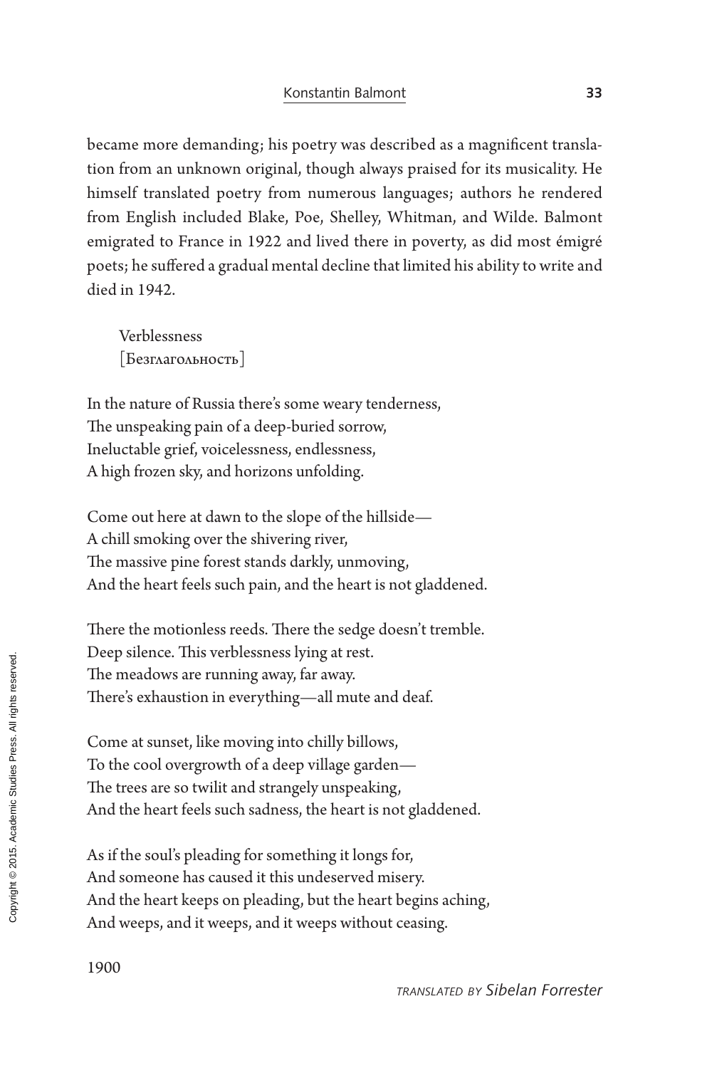became more demanding; his poetry was described as a magnificent translation from an unknown original, though always praised for its musicality. He himself translated poetry from numerous languages; authors he rendered from English included Blake, Poe, Shelley, Whitman, and Wilde. Balmont emigrated to France in 1922 and lived there in poverty, as did most émigré poets; he suffered a gradual mental decline that limited his ability to write and died in 1942.

Verblessness
[Безглагольность]

In the nature of Russia there's some weary tenderness,
The unspeaking pain of a deep-buried sorrow,
Ineluctable grief, voicelessness, endlessness,
A high frozen sky, and horizons unfolding.

Come out here at dawn to the slope of the hillside—
A chill smoking over the shivering river,
The massive pine forest stands darkly, unmoving,
And the heart feels such pain, and the heart is not gladdened.

There the motionless reeds. There the sedge doesn't tremble.
Deep silence. This verblessness lying at rest.
The meadows are running away, far away.
There's exhaustion in everything—all mute and deaf.

Come at sunset, like moving into chilly billows,
To the cool overgrowth of a deep village garden—
The trees are so twilit and strangely unspeaking,
And the heart feels such sadness, the heart is not gladdened.

As if the soul's pleading for something it longs for,
And someone has caused it this undeserved misery.
And the heart keeps on pleading, but the heart begins aching,
And weeps, and it weeps, and it weeps without ceasing.

1900

*TRANSLATED BY Sibelan Forrester*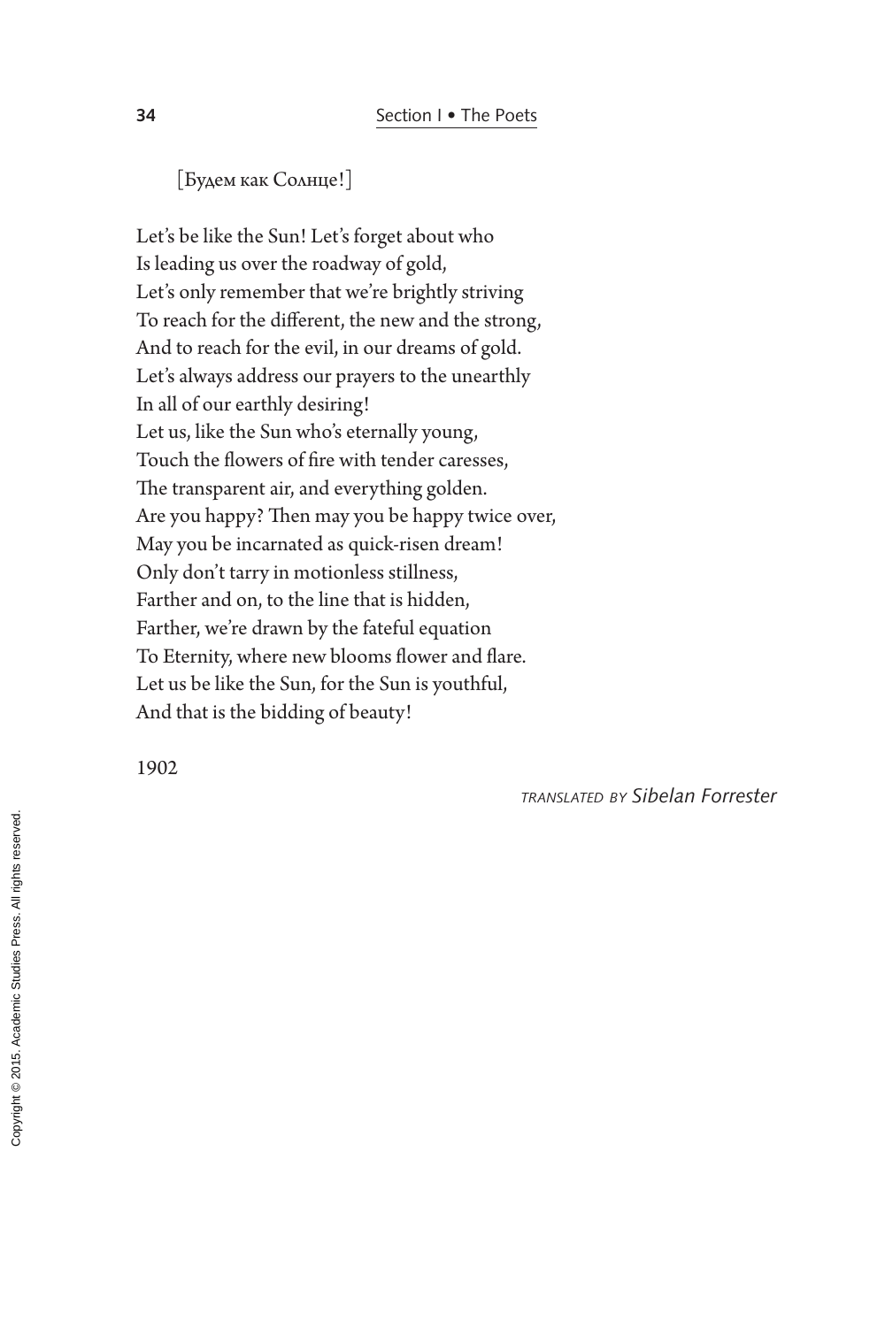[Будем как Солнце!]

Let's be like the Sun! Let's forget about who  
Is leading us over the roadway of gold,  
Let's only remember that we're brightly striving  
To reach for the different, the new and the strong,  
And to reach for the evil, in our dreams of gold.  
Let's always address our prayers to the unearthly  
In all of our earthly desiring!  
Let us, like the Sun who's eternally young,  
Touch the flowers of fire with tender caresses,  
The transparent air, and everything golden.  
Are you happy? Then may you be happy twice over,  
May you be incarnated as quick-risen dream!  
Only don't tarry in motionless stillness,  
Farther and on, to the line that is hidden,  
Farther, we're drawn by the fateful equation  
To Eternity, where new blooms flower and flare.  
Let us be like the Sun, for the Sun is youthful,  
And that is the bidding of beauty!

1902

*TRANSLATED BY Sibelan Forrester*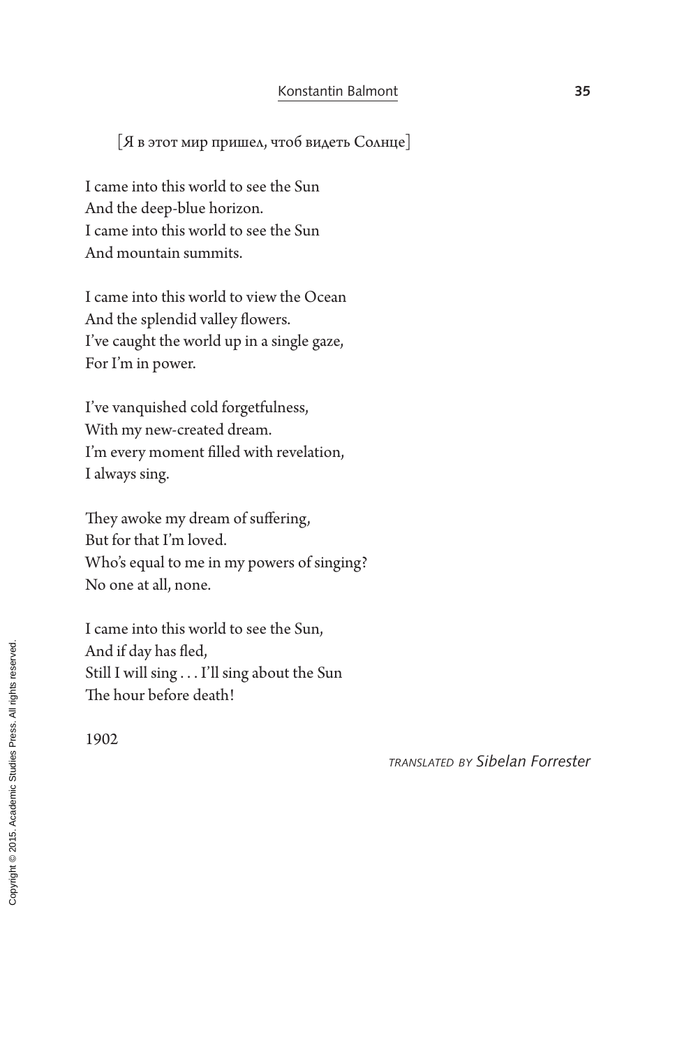[Я в этот мир пришел, чтоб видеть Солнце]

I came into this world to see the Sun  
And the deep-blue horizon.  
I came into this world to see the Sun  
And mountain summits.

I came into this world to view the Ocean  
And the splendid valley flowers.  
I've caught the world up in a single gaze,  
For I'm in power.

I've vanquished cold forgetfulness,  
With my new-created dream.  
I'm every moment filled with revelation,  
I always sing.

They awoke my dream of suffering,  
But for that I'm loved.  
Who's equal to me in my powers of singing?  
No one at all, none.

I came into this world to see the Sun,  
And if day has fled,  
Still I will sing . . . I'll sing about the Sun  
The hour before death!

1902

*TRANSLATED BY Sibelan Forrester*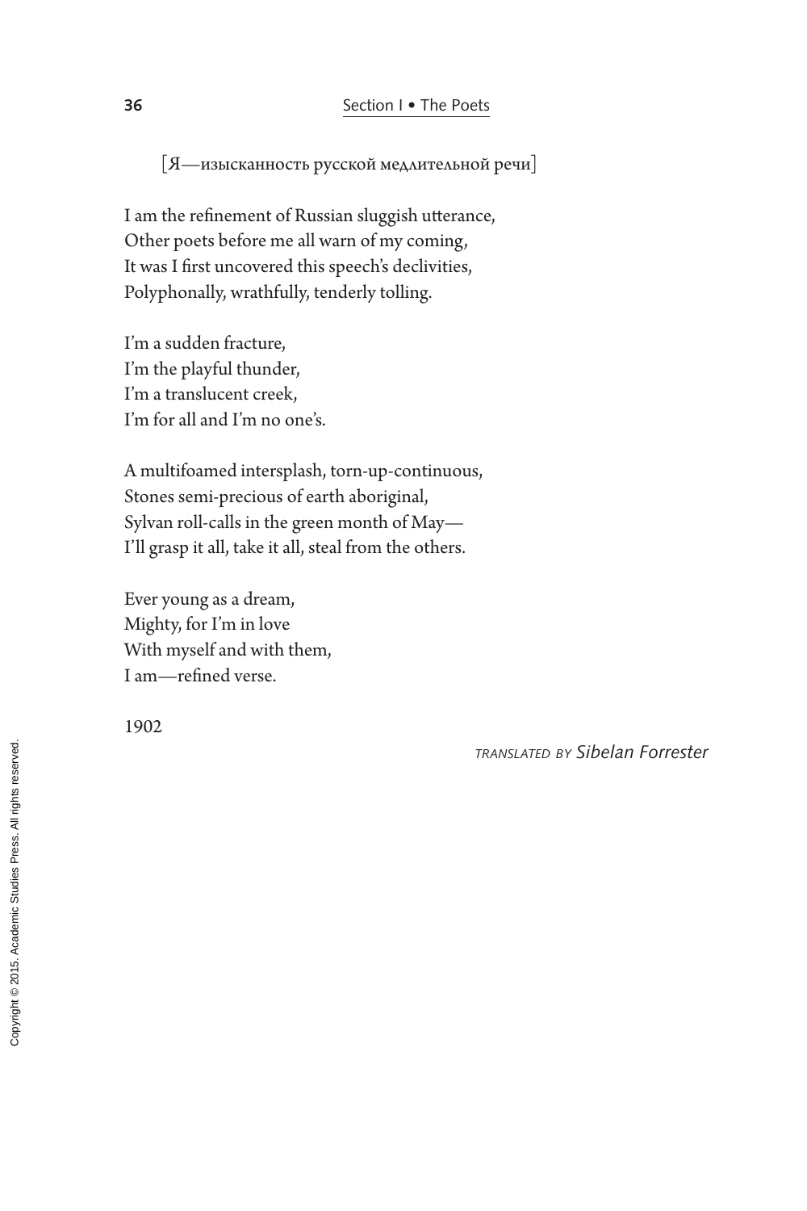[Я—изысканность русской медлительной речи]

I am the refinement of Russian sluggish utterance,
Other poets before me all warn of my coming,
It was I first uncovered this speech's declivities,
Polyphonally, wrathfully, tenderly tolling.

I'm a sudden fracture,
I'm the playful thunder,
I'm a translucent creek,
I'm for all and I'm no one's.

A multifoamed intersplash, torn-up-continuous,
Stones semi-precious of earth aboriginal,
Sylvan roll-calls in the green month of May—
I'll grasp it all, take it all, steal from the others.

Ever young as a dream,
Mighty, for I'm in love
With myself and with them,
I am—refined verse.

1902

*TRANSLATED BY Sibelan Forrester*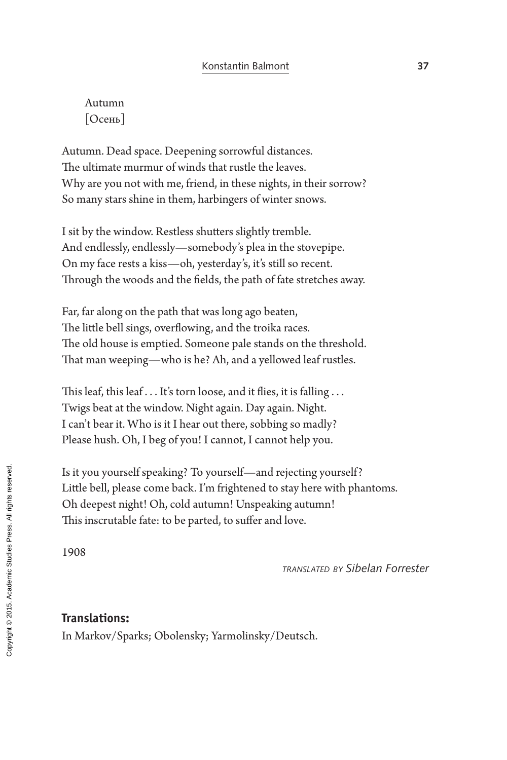Autumn
[Осень]

Autumn. Dead space. Deepening sorrowful distances.
The ultimate murmur of winds that rustle the leaves.
Why are you not with me, friend, in these nights, in their sorrow?
So many stars shine in them, harbingers of winter snows.

I sit by the window. Restless shutters slightly tremble.
And endlessly, endlessly—somebody's plea in the stovepipe.
On my face rests a kiss—oh, yesterday's, it's still so recent.
Through the woods and the fields, the path of fate stretches away.

Far, far along on the path that was long ago beaten,
The little bell sings, overflowing, and the troika races.
The old house is emptied. Someone pale stands on the threshold.
That man weeping—who is he? Ah, and a yellowed leaf rustles.

This leaf, this leaf . . . It's torn loose, and it flies, it is falling . . .
Twigs beat at the window. Night again. Day again. Night.
I can't bear it. Who is it I hear out there, sobbing so madly?
Please hush. Oh, I beg of you! I cannot, I cannot help you.

Is it you yourself speaking? To yourself—and rejecting yourself?
Little bell, please come back. I'm frightened to stay here with phantoms.
Oh deepest night! Oh, cold autumn! Unspeaking autumn!
This inscrutable fate: to be parted, to suffer and love.

1908

*TRANSLATED BY Sibelan Forrester*

**Translations:**

In Markov/Sparks; Obolensky; Yarmolinsky/Deutsch.